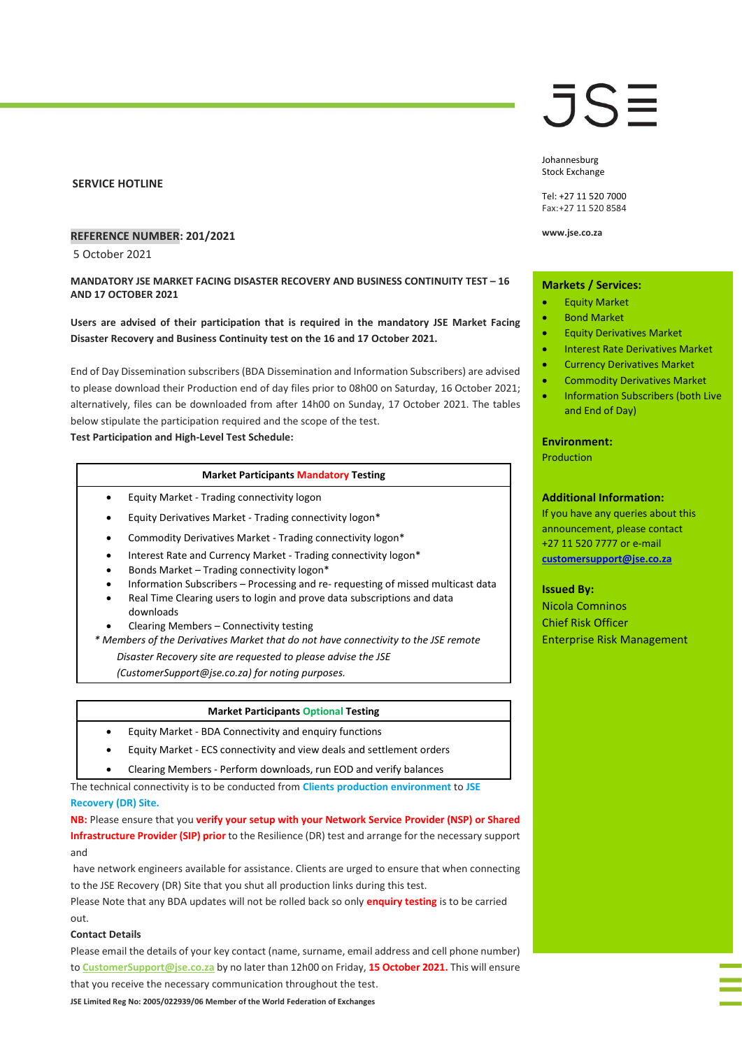JSE

Johannesburg
Stock Exchange

Tel: +27 11 520 7000
Fax:+27 11 520 8584

**www.jse.co.za**

**SERVICE HOTLINE**

**REFERENCE NUMBER: 201/2021**

5 October 2021

**MANDATORY JSE MARKET FACING DISASTER RECOVERY AND BUSINESS CONTINUITY TEST – 16 AND 17 OCTOBER 2021**

**Users are advised of their participation that is required in the mandatory JSE Market Facing Disaster Recovery and Business Continuity test on the 16 and 17 October 2021.**

End of Day Dissemination subscribers (BDA Dissemination and Information Subscribers) are advised to please download their Production end of day files prior to 08h00 on Saturday, 16 October 2021; alternatively, files can be downloaded from after 14h00 on Sunday, 17 October 2021. The tables below stipulate the participation required and the scope of the test.

**Test Participation and High-Level Test Schedule:**

| **Market Participants Mandatory Testing** |
|---|
| • Equity Market - Trading connectivity logon<br>• Equity Derivatives Market - Trading connectivity logon*<br>• Commodity Derivatives Market - Trading connectivity logon*<br>• Interest Rate and Currency Market - Trading connectivity logon*<br>• Bonds Market – Trading connectivity logon*<br>• Information Subscribers – Processing and re- requesting of missed multicast data<br>• Real Time Clearing users to login and prove data subscriptions and data downloads<br>• Clearing Members – Connectivity testing<br>*\* Members of the Derivatives Market that do not have connectivity to the JSE remote Disaster Recovery site are requested to please advise the JSE (CustomerSupport@jse.co.za) for noting purposes.* |

| **Market Participants Optional Testing** |
|---|
| • Equity Market - BDA Connectivity and enquiry functions<br>• Equity Market - ECS connectivity and view deals and settlement orders<br>• Clearing Members - Perform downloads, run EOD and verify balances |

The technical connectivity is to be conducted from **Clients production environment** to **JSE Recovery (DR) Site.**

**NB:** Please ensure that you **verify your setup with your Network Service Provider (NSP) or Shared Infrastructure Provider (SIP) prior** to the Resilience (DR) test and arrange for the necessary support and

have network engineers available for assistance. Clients are urged to ensure that when connecting to the JSE Recovery (DR) Site that you shut all production links during this test.

Please Note that any BDA updates will not be rolled back so only **enquiry testing** is to be carried out.

**Contact Details**

Please email the details of your key contact (name, surname, email address and cell phone number) to **CustomerSupport@jse.co.za** by no later than 12h00 on Friday, **15 October 2021.** This will ensure that you receive the necessary communication throughout the test.

**Markets / Services:**

- Equity Market
- Bond Market
- Equity Derivatives Market
- Interest Rate Derivatives Market
- Currency Derivatives Market
- Commodity Derivatives Market
- Information Subscribers (both Live and End of Day)

**Environment:**

Production

**Additional Information:**

If you have any queries about this announcement, please contact +27 11 520 7777 or e-mail **customersupport@jse.co.za**

**Issued By:**

Nicola Comninos
Chief Risk Officer
Enterprise Risk Management

**JSE Limited Reg No: 2005/022939/06 Member of the World Federation of Exchanges**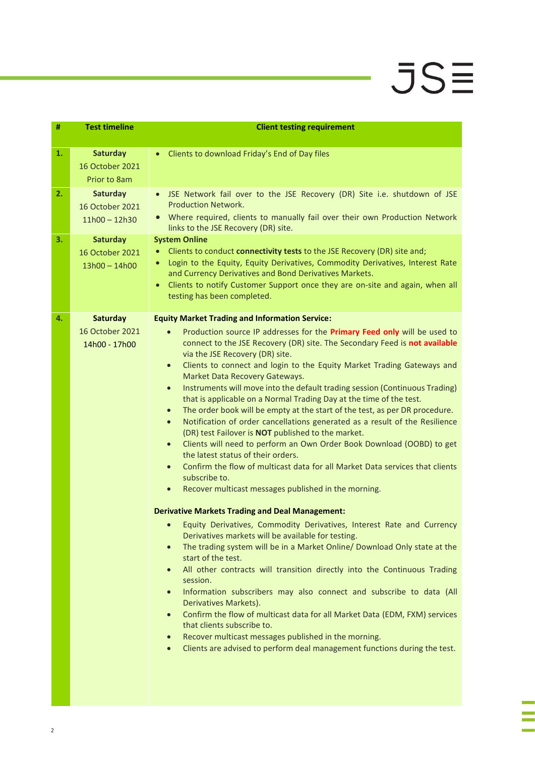| # | Test timeline | Client testing requirement |
|---|---|---|
| **1.** | **Saturday**<br>16 October 2021<br>Prior to 8am | • Clients to download Friday's End of Day files |
| **2.** | **Saturday**<br>16 October 2021<br>11h00 – 12h30 | • JSE Network fail over to the JSE Recovery (DR) Site i.e. shutdown of JSE Production Network.<br>• Where required, clients to manually fail over their own Production Network links to the JSE Recovery (DR) site. |
| **3.** | **Saturday**<br>16 October 2021<br>13h00 – 14h00 | **System Online**<br>• Clients to conduct **connectivity tests** to the JSE Recovery (DR) site and;<br>• Login to the Equity, Equity Derivatives, Commodity Derivatives, Interest Rate and Currency Derivatives and Bond Derivatives Markets.<br>• Clients to notify Customer Support once they are on-site and again, when all testing has been completed. |
| **4.** | **Saturday**<br>16 October 2021<br>14h00 - 17h00 | **Equity Market Trading and Information Service:**<br>• Production source IP addresses for the **Primary Feed only** will be used to connect to the JSE Recovery (DR) site. The Secondary Feed is **not available** via the JSE Recovery (DR) site.<br>• Clients to connect and login to the Equity Market Trading Gateways and Market Data Recovery Gateways.<br>• Instruments will move into the default trading session (Continuous Trading) that is applicable on a Normal Trading Day at the time of the test.<br>• The order book will be empty at the start of the test, as per DR procedure.<br>• Notification of order cancellations generated as a result of the Resilience (DR) test Failover is **NOT** published to the market.<br>• Clients will need to perform an Own Order Book Download (OOBD) to get the latest status of their orders.<br>• Confirm the flow of multicast data for all Market Data services that clients subscribe to.<br>• Recover multicast messages published in the morning.<br><br>**Derivative Markets Trading and Deal Management:**<br>• Equity Derivatives, Commodity Derivatives, Interest Rate and Currency Derivatives markets will be available for testing.<br>• The trading system will be in a Market Online/ Download Only state at the start of the test.<br>• All other contracts will transition directly into the Continuous Trading session.<br>• Information subscribers may also connect and subscribe to data (All Derivatives Markets).<br>• Confirm the flow of multicast data for all Market Data (EDM, FXM) services that clients subscribe to.<br>• Recover multicast messages published in the morning.<br>• Clients are advised to perform deal management functions during the test. |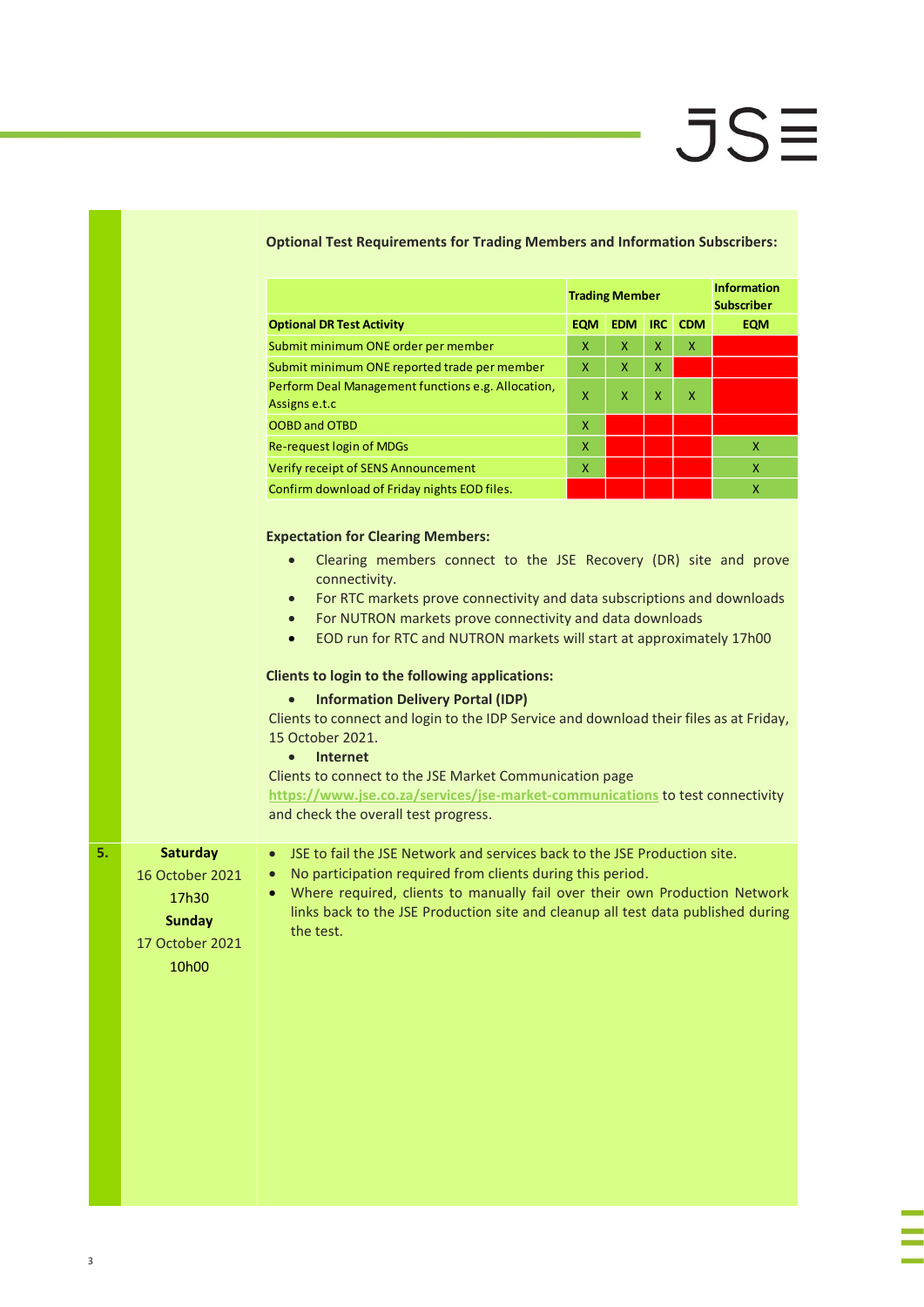**Optional Test Requirements for Trading Members and Information Subscribers:**

| | Trading Member | | | | Information Subscriber |
|---|---|---|---|---|---|
| **Optional DR Test Activity** | **EQM** | **EDM** | **IRC** | **CDM** | **EQM** |
| Submit minimum ONE order per member | X | X | X | X | |
| Submit minimum ONE reported trade per member | X | X | X | | |
| Perform Deal Management functions e.g. Allocation, Assigns e.t.c | X | X | X | X | |
| OOBD and OTBD | X | | | | |
| Re-request login of MDGs | X | | | | X |
| Verify receipt of SENS Announcement | X | | | | X |
| Confirm download of Friday nights EOD files. | | | | | X |

**Expectation for Clearing Members:**

- Clearing members connect to the JSE Recovery (DR) site and prove connectivity.
- For RTC markets prove connectivity and data subscriptions and downloads
- For NUTRON markets prove connectivity and data downloads
- EOD run for RTC and NUTRON markets will start at approximately 17h00

**Clients to login to the following applications:**

- **Information Delivery Portal (IDP)**

Clients to connect and login to the IDP Service and download their files as at Friday, 15 October 2021.

- **Internet**

Clients to connect to the JSE Market Communication page https://www.jse.co.za/services/jse-market-communications to test connectivity and check the overall test progress.

| | | |
|---|---|---|
| **5.** | **Saturday** 16 October 2021 17h30 **Sunday** 17 October 2021 10h00 | • JSE to fail the JSE Network and services back to the JSE Production site. • No participation required from clients during this period. • Where required, clients to manually fail over their own Production Network links back to the JSE Production site and cleanup all test data published during the test. |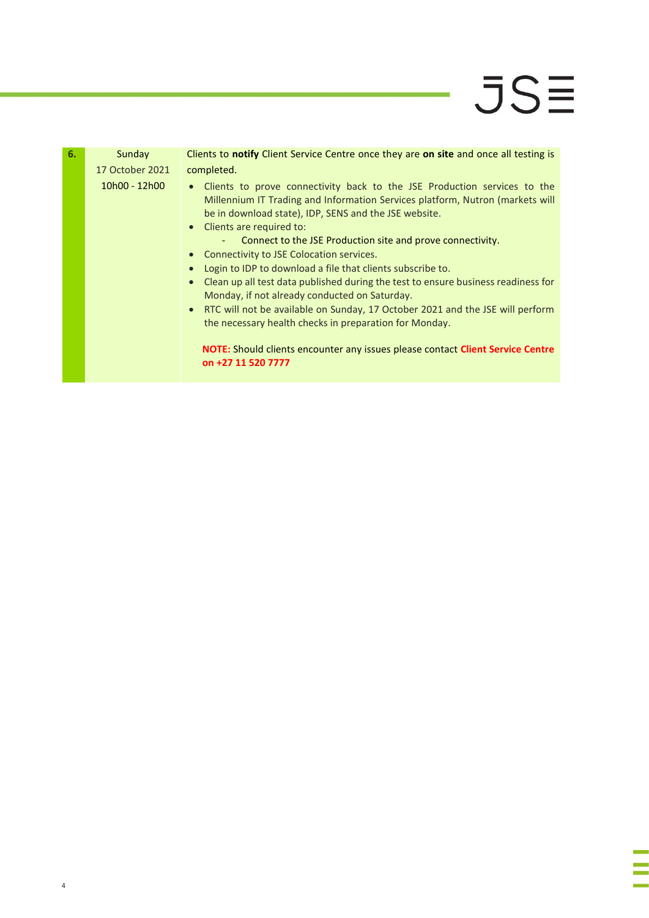| | | |
|---|---|---|
| **6.** | Sunday<br>17 October 2021<br>10h00 - 12h00 | Clients to **notify** Client Service Centre once they are **on site** and once all testing is completed.<br>• Clients to prove connectivity back to the JSE Production services to the Millennium IT Trading and Information Services platform, Nutron (markets will be in download state), IDP, SENS and the JSE website.<br>• Clients are required to:<br>&nbsp;&nbsp;&nbsp;&nbsp;- Connect to the JSE Production site and prove connectivity.<br>• Connectivity to JSE Colocation services.<br>• Login to IDP to download a file that clients subscribe to.<br>• Clean up all test data published during the test to ensure business readiness for Monday, if not already conducted on Saturday.<br>• RTC will not be available on Sunday, 17 October 2021 and the JSE will perform the necessary health checks in preparation for Monday.<br><br>**NOTE:** Should clients encounter any issues please contact **Client Service Centre on +27 11 520 7777** |